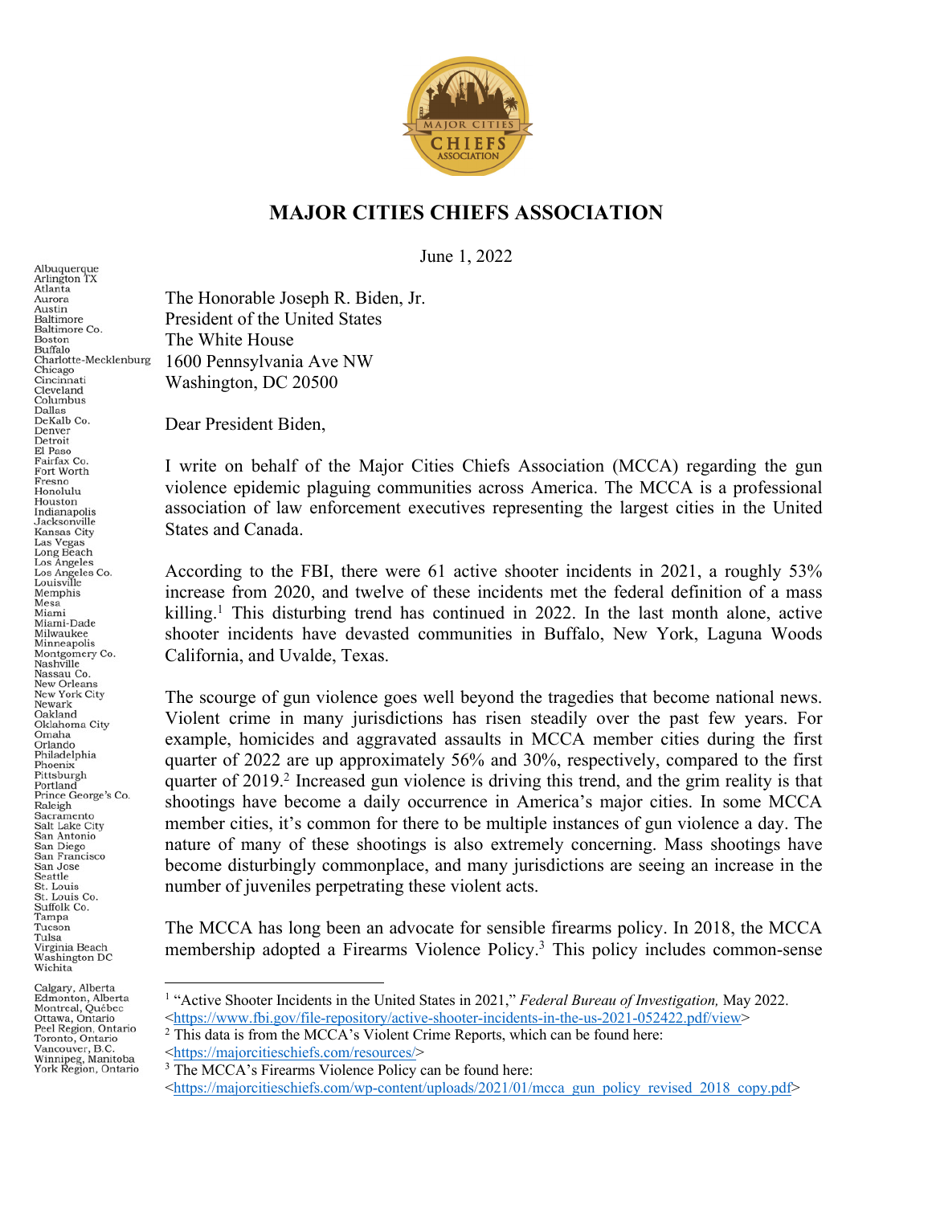# MAJOR CITIES CHIEFS ASSOCIATION

June 1, 2022

Albuquerque
Arlington TX
Atlanta
Aurora
Austin
Baltimore
Baltimore Co.
Boston
Buffalo
Charlotte-Mecklenburg
Chicago
Cincinnati
Cleveland
Columbus
Dallas
DeKalb Co.
Denver
Detroit
El Paso
Fairfax Co.
Fort Worth
Fresno
Honolulu
Houston
Indianapolis
Jacksonville
Kansas City
Las Vegas
Long Beach
Los Angeles
Los Angeles Co.
Louisville
Memphis
Mesa
Miami
Miami-Dade
Milwaukee
Minneapolis
Montgomery Co.
Nashville
Nassau Co.
New Orleans
New York City
Newark
Oakland
Oklahoma City
Omaha
Orlando
Philadelphia
Phoenix
Pittsburgh
Portland
Prince George's Co.
Raleigh
Sacramento
Salt Lake City
San Antonio
San Diego
San Francisco
San Jose
Seattle
St. Louis
St. Louis Co.
Suffolk Co.
Tampa
Tucson
Tulsa
Virginia Beach
Washington DC
Wichita

Calgary, Alberta
Edmonton, Alberta
Montreal, Québec
Ottawa, Ontario
Peel Region, Ontario
Toronto, Ontario
Vancouver, B.C.
Winnipeg, Manitoba
York Region, Ontario

The Honorable Joseph R. Biden, Jr.
President of the United States
The White House
1600 Pennsylvania Ave NW
Washington, DC 20500

Dear President Biden,

I write on behalf of the Major Cities Chiefs Association (MCCA) regarding the gun violence epidemic plaguing communities across America. The MCCA is a professional association of law enforcement executives representing the largest cities in the United States and Canada.

According to the FBI, there were 61 active shooter incidents in 2021, a roughly 53% increase from 2020, and twelve of these incidents met the federal definition of a mass killing.[1] This disturbing trend has continued in 2022. In the last month alone, active shooter incidents have devasted communities in Buffalo, New York, Laguna Woods California, and Uvalde, Texas.

The scourge of gun violence goes well beyond the tragedies that become national news. Violent crime in many jurisdictions has risen steadily over the past few years. For example, homicides and aggravated assaults in MCCA member cities during the first quarter of 2022 are up approximately 56% and 30%, respectively, compared to the first quarter of 2019.[2] Increased gun violence is driving this trend, and the grim reality is that shootings have become a daily occurrence in America's major cities. In some MCCA member cities, it's common for there to be multiple instances of gun violence a day. The nature of many of these shootings is also extremely concerning. Mass shootings have become disturbingly commonplace, and many jurisdictions are seeing an increase in the number of juveniles perpetrating these violent acts.

The MCCA has long been an advocate for sensible firearms policy. In 2018, the MCCA membership adopted a Firearms Violence Policy.[3] This policy includes common-sense

---

[1] "Active Shooter Incidents in the United States in 2021," *Federal Bureau of Investigation,* May 2022. <https://www.fbi.gov/file-repository/active-shooter-incidents-in-the-us-2021-052422.pdf/view>

[2] This data is from the MCCA's Violent Crime Reports, which can be found here: <https://majorcitieschiefs.com/resources/>

[3] The MCCA's Firearms Violence Policy can be found here: <https://majorcitieschiefs.com/wp-content/uploads/2021/01/mcca_gun_policy_revised_2018_copy.pdf>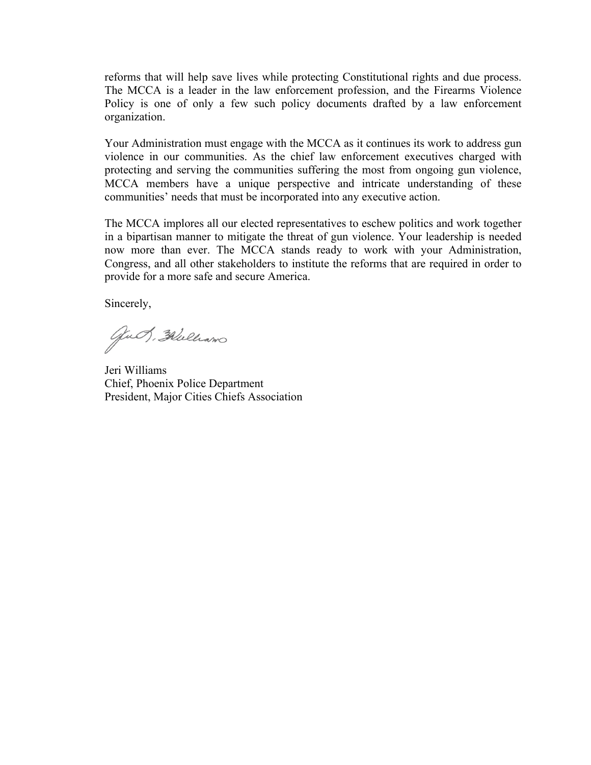reforms that will help save lives while protecting Constitutional rights and due process. The MCCA is a leader in the law enforcement profession, and the Firearms Violence Policy is one of only a few such policy documents drafted by a law enforcement organization.

Your Administration must engage with the MCCA as it continues its work to address gun violence in our communities. As the chief law enforcement executives charged with protecting and serving the communities suffering the most from ongoing gun violence, MCCA members have a unique perspective and intricate understanding of these communities' needs that must be incorporated into any executive action.

The MCCA implores all our elected representatives to eschew politics and work together in a bipartisan manner to mitigate the threat of gun violence. Your leadership is needed now more than ever. The MCCA stands ready to work with your Administration, Congress, and all other stakeholders to institute the reforms that are required in order to provide for a more safe and secure America.

Sincerely,

Jeri Williams
Chief, Phoenix Police Department
President, Major Cities Chiefs Association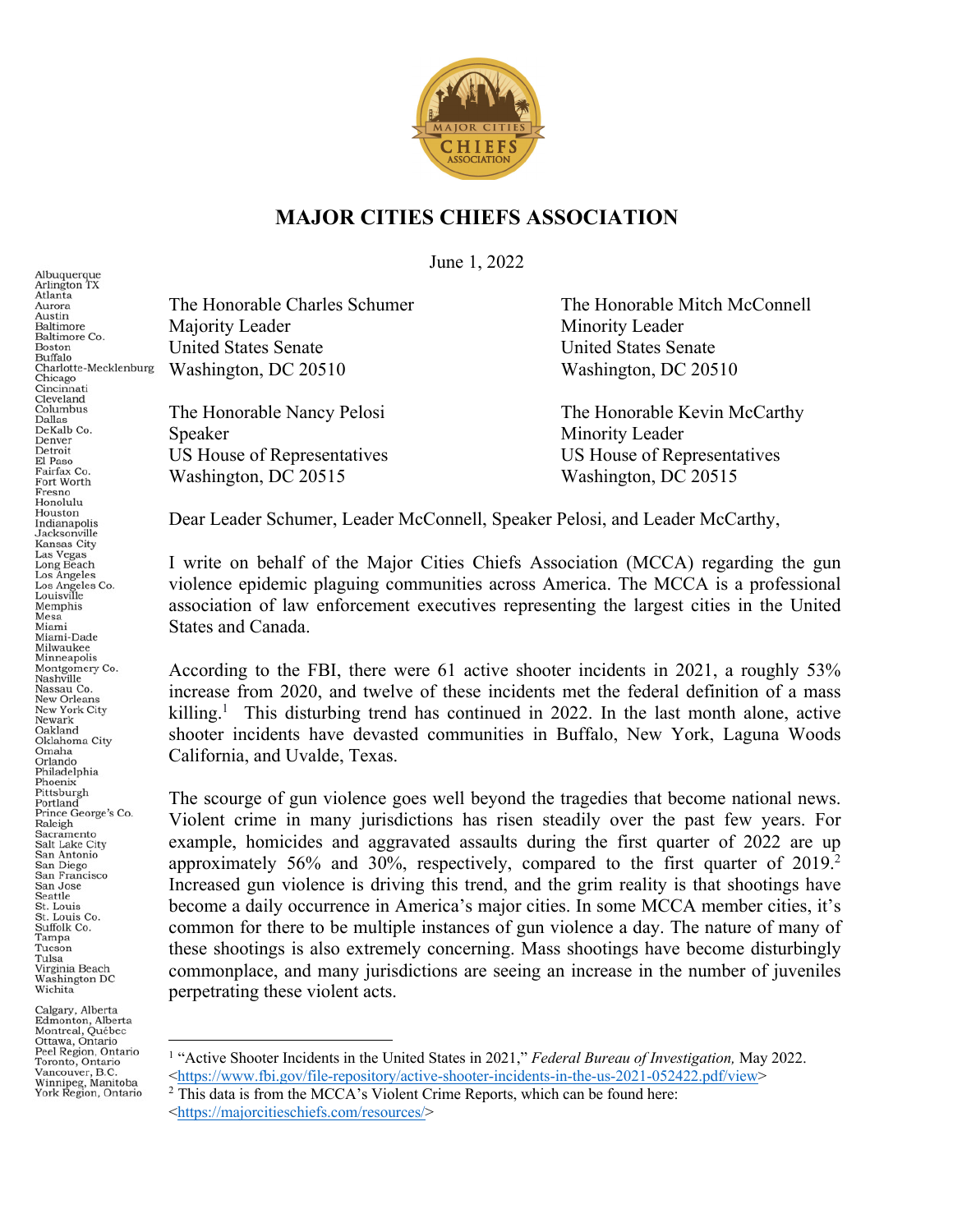# MAJOR CITIES CHIEFS ASSOCIATION

June 1, 2022

Albuquerque
Arlington TX
Atlanta
Aurora
Austin
Baltimore
Baltimore Co.
Boston
Buffalo
Charlotte-Mecklenburg
Chicago
Cincinnati
Cleveland
Columbus
Dallas
DeKalb Co.
Denver
Detroit
El Paso
Fairfax Co.
Fort Worth
Fresno
Honolulu
Houston
Indianapolis
Jacksonville
Kansas City
Las Vegas
Long Beach
Los Angeles
Los Angeles Co.
Louisville
Memphis
Mesa
Miami
Miami-Dade
Milwaukee
Minneapolis
Montgomery Co.
Nashville
Nassau Co.
New Orleans
New York City
Newark
Oakland
Oklahoma City
Omaha
Orlando
Philadelphia
Phoenix
Pittsburgh
Portland
Prince George's Co.
Raleigh
Sacramento
Salt Lake City
San Antonio
San Diego
San Francisco
San Jose
Seattle
St. Louis
St. Louis Co.
Suffolk Co.
Tampa
Tucson
Tulsa
Virginia Beach
Washington DC
Wichita

Calgary, Alberta
Edmonton, Alberta
Montreal, Québec
Ottawa, Ontario
Peel Region, Ontario
Toronto, Ontario
Vancouver, B.C.
Winnipeg, Manitoba
York Region, Ontario

The Honorable Charles Schumer
Majority Leader
United States Senate
Washington, DC 20510

The Honorable Mitch McConnell
Minority Leader
United States Senate
Washington, DC 20510

The Honorable Nancy Pelosi
Speaker
US House of Representatives
Washington, DC 20515

The Honorable Kevin McCarthy
Minority Leader
US House of Representatives
Washington, DC 20515

Dear Leader Schumer, Leader McConnell, Speaker Pelosi, and Leader McCarthy,

I write on behalf of the Major Cities Chiefs Association (MCCA) regarding the gun violence epidemic plaguing communities across America. The MCCA is a professional association of law enforcement executives representing the largest cities in the United States and Canada.

According to the FBI, there were 61 active shooter incidents in 2021, a roughly 53% increase from 2020, and twelve of these incidents met the federal definition of a mass killing.[1] This disturbing trend has continued in 2022. In the last month alone, active shooter incidents have devasted communities in Buffalo, New York, Laguna Woods California, and Uvalde, Texas.

The scourge of gun violence goes well beyond the tragedies that become national news. Violent crime in many jurisdictions has risen steadily over the past few years. For example, homicides and aggravated assaults during the first quarter of 2022 are up approximately 56% and 30%, respectively, compared to the first quarter of 2019.[2] Increased gun violence is driving this trend, and the grim reality is that shootings have become a daily occurrence in America's major cities. In some MCCA member cities, it's common for there to be multiple instances of gun violence a day. The nature of many of these shootings is also extremely concerning. Mass shootings have become disturbingly commonplace, and many jurisdictions are seeing an increase in the number of juveniles perpetrating these violent acts.

---

[1] "Active Shooter Incidents in the United States in 2021," *Federal Bureau of Investigation,* May 2022. <https://www.fbi.gov/file-repository/active-shooter-incidents-in-the-us-2021-052422.pdf/view>

[2] This data is from the MCCA's Violent Crime Reports, which can be found here: <https://majorcitieschiefs.com/resources/>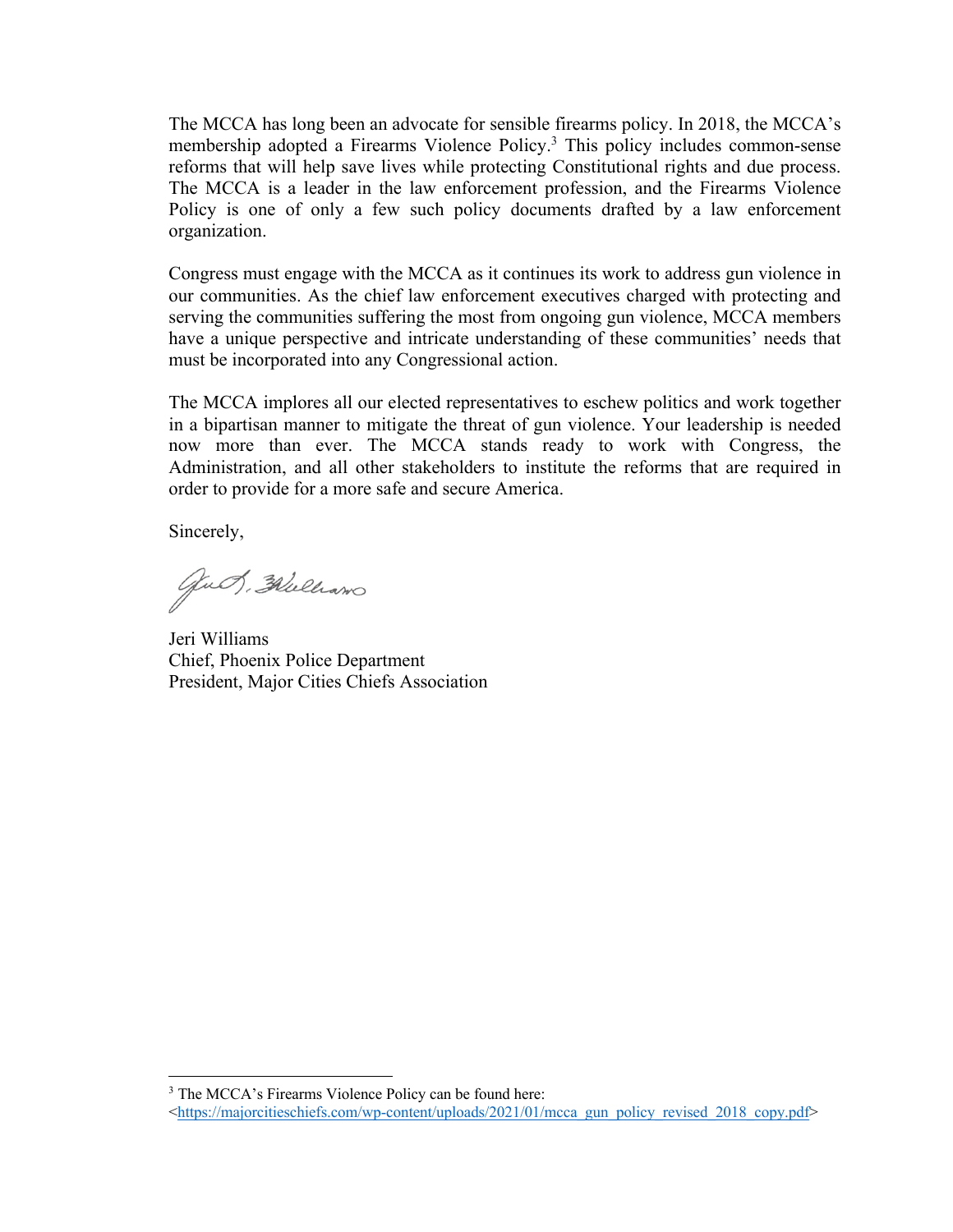The MCCA has long been an advocate for sensible firearms policy. In 2018, the MCCA's membership adopted a Firearms Violence Policy.[3] This policy includes common-sense reforms that will help save lives while protecting Constitutional rights and due process. The MCCA is a leader in the law enforcement profession, and the Firearms Violence Policy is one of only a few such policy documents drafted by a law enforcement organization.

Congress must engage with the MCCA as it continues its work to address gun violence in our communities. As the chief law enforcement executives charged with protecting and serving the communities suffering the most from ongoing gun violence, MCCA members have a unique perspective and intricate understanding of these communities' needs that must be incorporated into any Congressional action.

The MCCA implores all our elected representatives to eschew politics and work together in a bipartisan manner to mitigate the threat of gun violence. Your leadership is needed now more than ever. The MCCA stands ready to work with Congress, the Administration, and all other stakeholders to institute the reforms that are required in order to provide for a more safe and secure America.

Sincerely,

Jeri Williams
Chief, Phoenix Police Department
President, Major Cities Chiefs Association

---

[3] The MCCA's Firearms Violence Policy can be found here:
<https://majorcitieschiefs.com/wp-content/uploads/2021/01/mcca_gun_policy_revised_2018_copy.pdf>